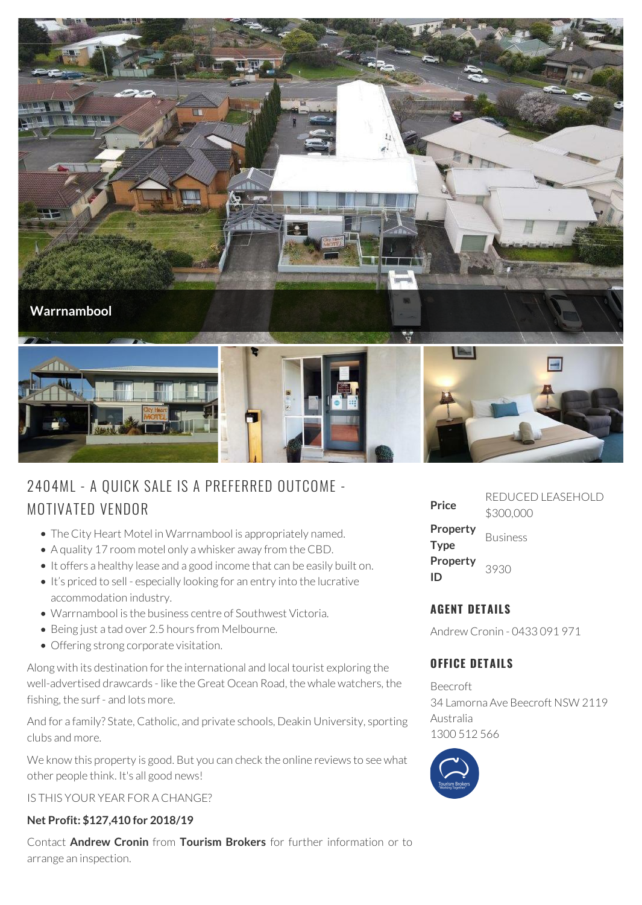Warrnambool

# 2404ML - A QUICK SALE IS A PREFERRED OUTCOME - MOTIVATED VENDOR

- The City Heart Motel in Warrnambool is appropriately named.
- A quality 17 room motel only a whisker away from the CBD.
- It offers a healthy lease and a good income that can be easily built on.
- It's priced to sell - especially looking for an entry into the lucrative accommodation industry.
- Warrnambool is the business centre of Southwest Victoria.
- Being just a tad over 2.5 hours from Melbourne.
- Offering strong corporate visitation.

Along with its destination for the international and local tourist exploring the well-advertised drawcards - like the Great Ocean Road, the whale watchers, the fishing, the surf - and lots more.

And for a family? State, Catholic, and private schools, Deakin University, sporting clubs and more.

We know this property is good. But you can check the online reviews to see what other people think. It's all good news!

IS THIS YOUR YEAR FOR A CHANGE?

**Net Profit: $127,410 for 2018/19**

Contact **Andrew Cronin** from **Tourism Brokers** for further information or to arrange an inspection.

| | |
|---|---|
| **Price** | REDUCED LEASEHOLD $300,000 |
| **Property Type** | Business |
| **Property ID** | 3930 |

## AGENT DETAILS

Andrew Cronin - 0433 091 971

## OFFICE DETAILS

Beecroft
34 Lamorna Ave Beecroft NSW 2119
Australia
1300 512 566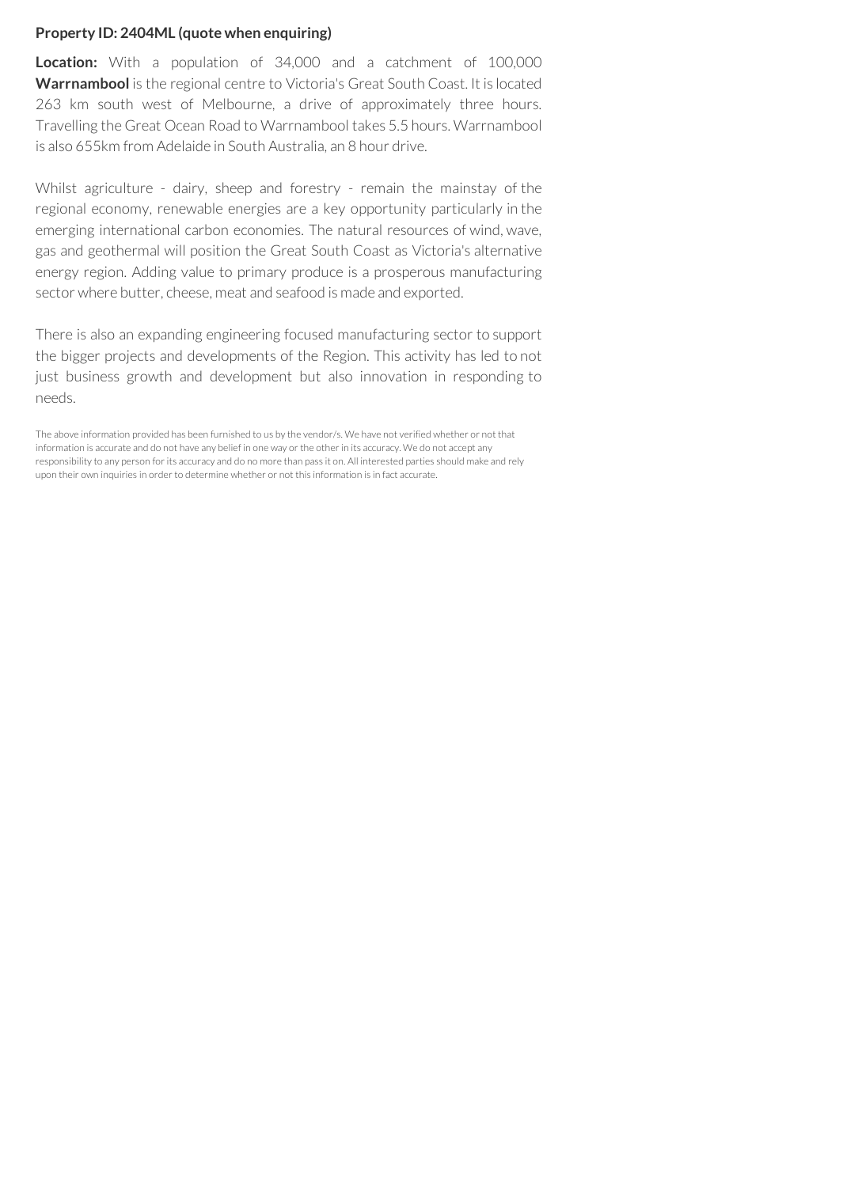**Property ID: 2404ML (quote when enquiring)**

**Location:** With a population of 34,000 and a catchment of 100,000 **Warrnambool** is the regional centre to Victoria's Great South Coast. It is located 263 km south west of Melbourne, a drive of approximately three hours. Travelling the Great Ocean Road to Warrnambool takes 5.5 hours. Warrnambool is also 655km from Adelaide in South Australia, an 8 hour drive.

Whilst agriculture - dairy, sheep and forestry - remain the mainstay of the regional economy, renewable energies are a key opportunity particularly in the emerging international carbon economies. The natural resources of wind, wave, gas and geothermal will position the Great South Coast as Victoria's alternative energy region. Adding value to primary produce is a prosperous manufacturing sector where butter, cheese, meat and seafood is made and exported.

There is also an expanding engineering focused manufacturing sector to support the bigger projects and developments of the Region. This activity has led to not just business growth and development but also innovation in responding to needs.

The above information provided has been furnished to us by the vendor/s. We have not verified whether or not that information is accurate and do not have any belief in one way or the other in its accuracy. We do not accept any responsibility to any person for its accuracy and do no more than pass it on. All interested parties should make and rely upon their own inquiries in order to determine whether or not this information is in fact accurate.